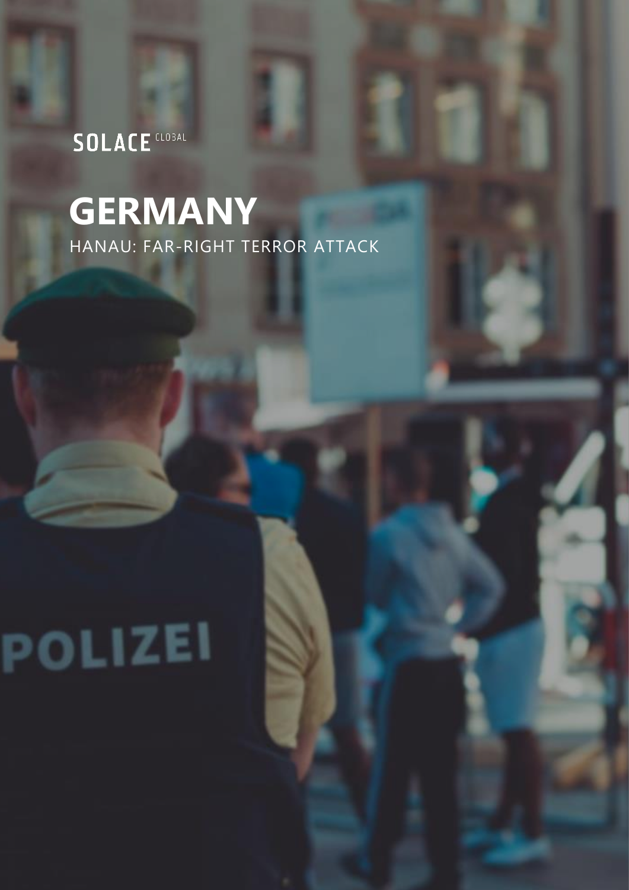SOLACE GLOBAL

# GERMANY

HANAU: FAR-RIGHT TERROR ATTACK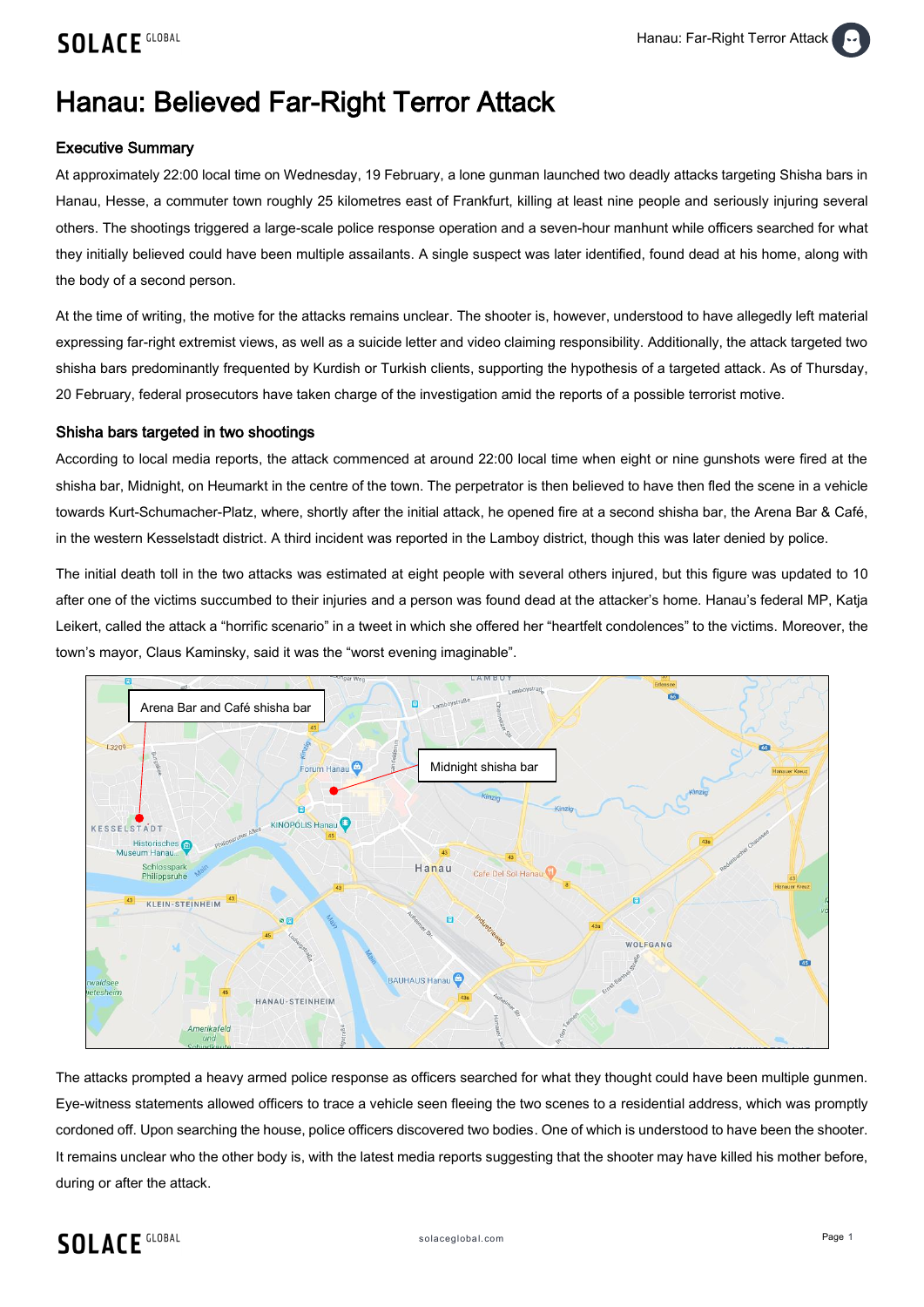# Hanau: Believed Far-Right Terror Attack

## Executive Summary

At approximately 22:00 local time on Wednesday, 19 February, a lone gunman launched two deadly attacks targeting Shisha bars in Hanau, Hesse, a commuter town roughly 25 kilometres east of Frankfurt, killing at least nine people and seriously injuring several others. The shootings triggered a large-scale police response operation and a seven-hour manhunt while officers searched for what they initially believed could have been multiple assailants. A single suspect was later identified, found dead at his home, along with the body of a second person.

At the time of writing, the motive for the attacks remains unclear. The shooter is, however, understood to have allegedly left material expressing far-right extremist views, as well as a suicide letter and video claiming responsibility. Additionally, the attack targeted two shisha bars predominantly frequented by Kurdish or Turkish clients, supporting the hypothesis of a targeted attack. As of Thursday, 20 February, federal prosecutors have taken charge of the investigation amid the reports of a possible terrorist motive.

## Shisha bars targeted in two shootings

According to local media reports, the attack commenced at around 22:00 local time when eight or nine gunshots were fired at the shisha bar, Midnight, on Heumarkt in the centre of the town. The perpetrator is then believed to have then fled the scene in a vehicle towards Kurt-Schumacher-Platz, where, shortly after the initial attack, he opened fire at a second shisha bar, the Arena Bar & Café, in the western Kesselstadt district. A third incident was reported in the Lamboy district, though this was later denied by police.

The initial death toll in the two attacks was estimated at eight people with several others injured, but this figure was updated to 10 after one of the victims succumbed to their injuries and a person was found dead at the attacker's home. Hanau's federal MP, Katja Leikert, called the attack a "horrific scenario" in a tweet in which she offered her "heartfelt condolences" to the victims. Moreover, the town's mayor, Claus Kaminsky, said it was the "worst evening imaginable".

The attacks prompted a heavy armed police response as officers searched for what they thought could have been multiple gunmen. Eye-witness statements allowed officers to trace a vehicle seen fleeing the two scenes to a residential address, which was promptly cordoned off. Upon searching the house, police officers discovered two bodies. One of which is understood to have been the shooter. It remains unclear who the other body is, with the latest media reports suggesting that the shooter may have killed his mother before, during or after the attack.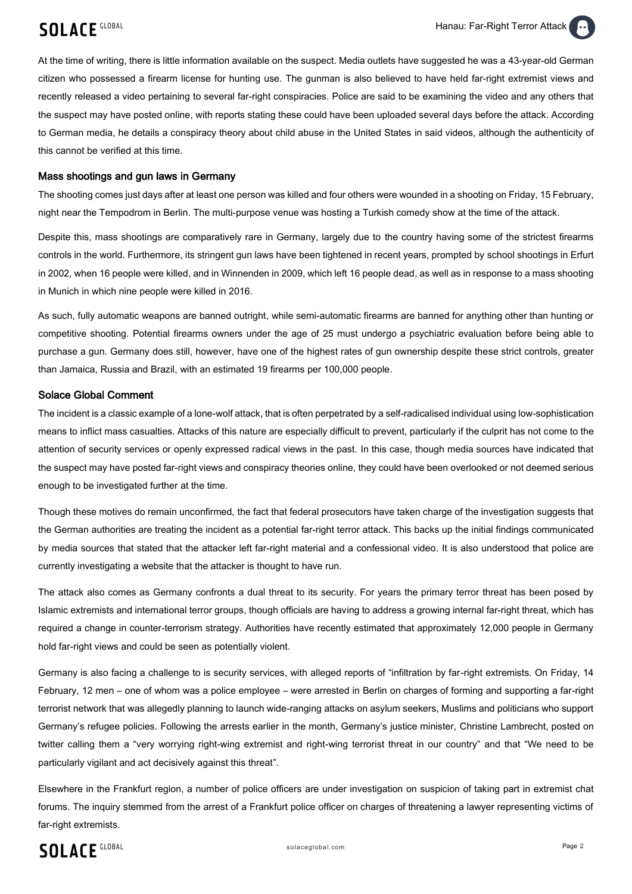At the time of writing, there is little information available on the suspect. Media outlets have suggested he was a 43-year-old German citizen who possessed a firearm license for hunting use. The gunman is also believed to have held far-right extremist views and recently released a video pertaining to several far-right conspiracies. Police are said to be examining the video and any others that the suspect may have posted online, with reports stating these could have been uploaded several days before the attack. According to German media, he details a conspiracy theory about child abuse in the United States in said videos, although the authenticity of this cannot be verified at this time.

### Mass shootings and gun laws in Germany

The shooting comes just days after at least one person was killed and four others were wounded in a shooting on Friday, 15 February, night near the Tempodrom in Berlin. The multi-purpose venue was hosting a Turkish comedy show at the time of the attack.

Despite this, mass shootings are comparatively rare in Germany, largely due to the country having some of the strictest firearms controls in the world. Furthermore, its stringent gun laws have been tightened in recent years, prompted by school shootings in Erfurt in 2002, when 16 people were killed, and in Winnenden in 2009, which left 16 people dead, as well as in response to a mass shooting in Munich in which nine people were killed in 2016.

As such, fully automatic weapons are banned outright, while semi-automatic firearms are banned for anything other than hunting or competitive shooting. Potential firearms owners under the age of 25 must undergo a psychiatric evaluation before being able to purchase a gun. Germany does still, however, have one of the highest rates of gun ownership despite these strict controls, greater than Jamaica, Russia and Brazil, with an estimated 19 firearms per 100,000 people.

### Solace Global Comment

The incident is a classic example of a lone-wolf attack, that is often perpetrated by a self-radicalised individual using low-sophistication means to inflict mass casualties. Attacks of this nature are especially difficult to prevent, particularly if the culprit has not come to the attention of security services or openly expressed radical views in the past. In this case, though media sources have indicated that the suspect may have posted far-right views and conspiracy theories online, they could have been overlooked or not deemed serious enough to be investigated further at the time.

Though these motives do remain unconfirmed, the fact that federal prosecutors have taken charge of the investigation suggests that the German authorities are treating the incident as a potential far-right terror attack. This backs up the initial findings communicated by media sources that stated that the attacker left far-right material and a confessional video. It is also understood that police are currently investigating a website that the attacker is thought to have run.

The attack also comes as Germany confronts a dual threat to its security. For years the primary terror threat has been posed by Islamic extremists and international terror groups, though officials are having to address a growing internal far-right threat, which has required a change in counter-terrorism strategy. Authorities have recently estimated that approximately 12,000 people in Germany hold far-right views and could be seen as potentially violent.

Germany is also facing a challenge to is security services, with alleged reports of "infiltration by far-right extremists. On Friday, 14 February, 12 men – one of whom was a police employee – were arrested in Berlin on charges of forming and supporting a far-right terrorist network that was allegedly planning to launch wide-ranging attacks on asylum seekers, Muslims and politicians who support Germany's refugee policies. Following the arrests earlier in the month, Germany's justice minister, Christine Lambrecht, posted on twitter calling them a "very worrying right-wing extremist and right-wing terrorist threat in our country" and that "We need to be particularly vigilant and act decisively against this threat".

Elsewhere in the Frankfurt region, a number of police officers are under investigation on suspicion of taking part in extremist chat forums. The inquiry stemmed from the arrest of a Frankfurt police officer on charges of threatening a lawyer representing victims of far-right extremists.